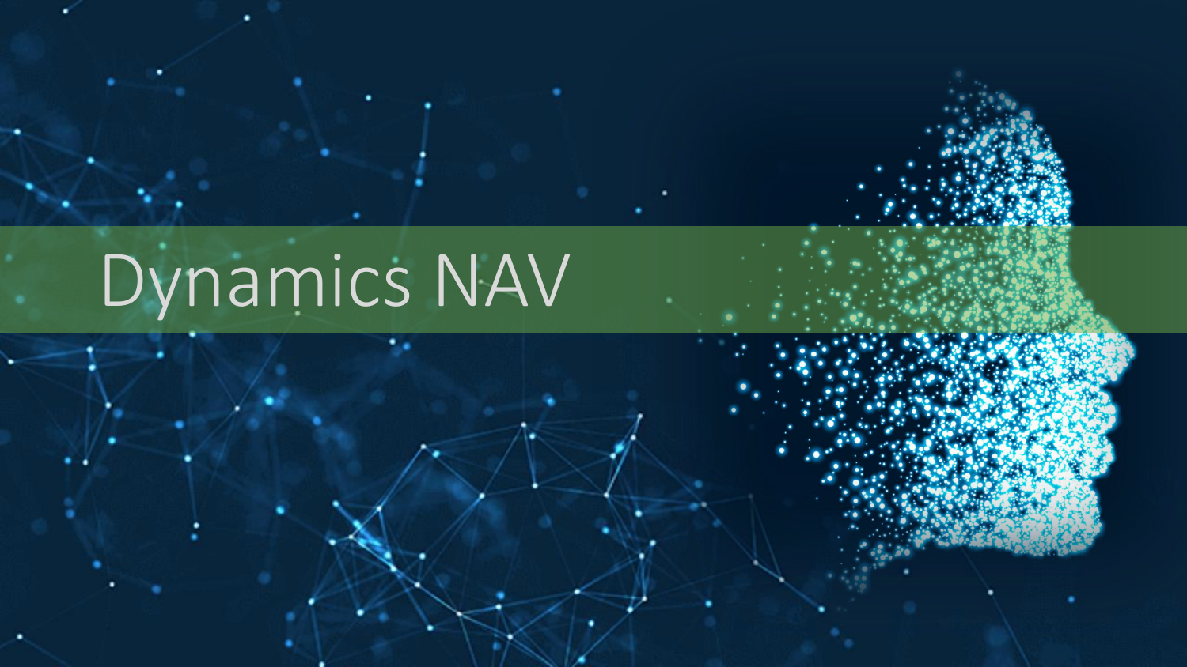# Dynamics NAV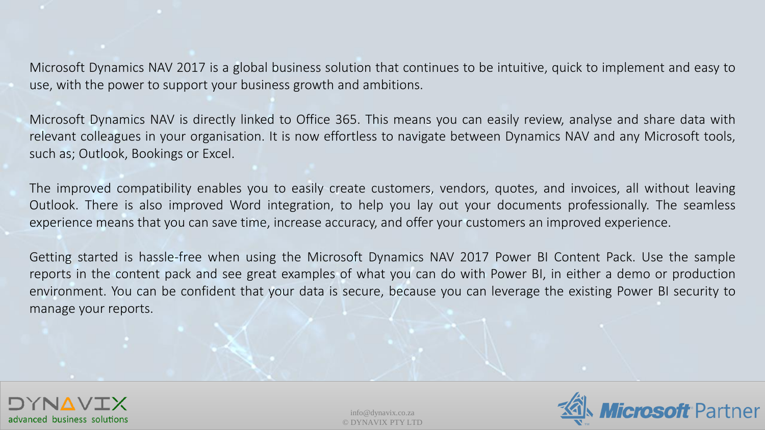Microsoft Dynamics NAV 2017 is a global business solution that continues to be intuitive, quick to implement and easy to use, with the power to support your business growth and ambitions.

Microsoft Dynamics NAV is directly linked to Office 365. This means you can easily review, analyse and share data with relevant colleagues in your organisation. It is now effortless to navigate between Dynamics NAV and any Microsoft tools, such as; Outlook, Bookings or Excel.

The improved compatibility enables you to easily create customers, vendors, quotes, and invoices, all without leaving Outlook. There is also improved Word integration, to help you lay out your documents professionally. The seamless experience means that you can save time, increase accuracy, and offer your customers an improved experience.

Getting started is hassle-free when using the Microsoft Dynamics NAV 2017 Power BI Content Pack. Use the sample reports in the content pack and see great examples of what you can do with Power BI, in either a demo or production environment. You can be confident that your data is secure, because you can leverage the existing Power BI security to manage your reports.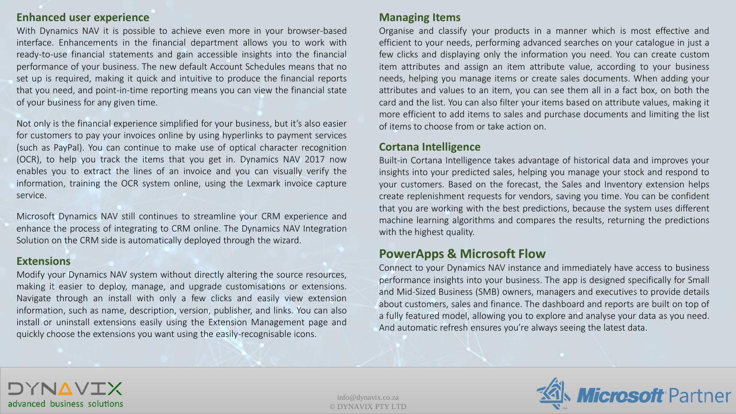## Enhanced user experience

With Dynamics NAV it is possible to achieve even more in your browser-based interface. Enhancements in the financial department allows you to work with ready-to-use financial statements and gain accessible insights into the financial performance of your business. The new default Account Schedules means that no set up is required, making it quick and intuitive to produce the financial reports that you need, and point-in-time reporting means you can view the financial state of your business for any given time.

Not only is the financial experience simplified for your business, but it's also easier for customers to pay your invoices online by using hyperlinks to payment services (such as PayPal). You can continue to make use of optical character recognition (OCR), to help you track the items that you get in. Dynamics NAV 2017 now enables you to extract the lines of an invoice and you can visually verify the information, training the OCR system online, using the Lexmark invoice capture service.

Microsoft Dynamics NAV still continues to streamline your CRM experience and enhance the process of integrating to CRM online. The Dynamics NAV Integration Solution on the CRM side is automatically deployed through the wizard.

## Extensions

Modify your Dynamics NAV system without directly altering the source resources, making it easier to deploy, manage, and upgrade customisations or extensions. Navigate through an install with only a few clicks and easily view extension information, such as name, description, version, publisher, and links. You can also install or uninstall extensions easily using the Extension Management page and quickly choose the extensions you want using the easily-recognisable icons.

## Managing Items

Organise and classify your products in a manner which is most effective and efficient to your needs, performing advanced searches on your catalogue in just a few clicks and displaying only the information you need. You can create custom item attributes and assign an item attribute value, according to your business needs, helping you manage items or create sales documents. When adding your attributes and values to an item, you can see them all in a fact box, on both the card and the list. You can also filter your items based on attribute values, making it more efficient to add items to sales and purchase documents and limiting the list of items to choose from or take action on.

## Cortana Intelligence

Built-in Cortana Intelligence takes advantage of historical data and improves your insights into your predicted sales, helping you manage your stock and respond to your customers. Based on the forecast, the Sales and Inventory extension helps create replenishment requests for vendors, saving you time. You can be confident that you are working with the best predictions, because the system uses different machine learning algorithms and compares the results, returning the predictions with the highest quality.

## PowerApps & Microsoft Flow

Connect to your Dynamics NAV instance and immediately have access to business performance insights into your business. The app is designed specifically for Small and Mid-Sized Business (SMB) owners, managers and executives to provide details about customers, sales and finance. The dashboard and reports are built on top of a fully featured model, allowing you to explore and analyse your data as you need. And automatic refresh ensures you're always seeing the latest data.

DYNAVIX
advanced business solutions

info@dynavix.co.za
© DYNAVIX PTY LTD

Microsoft Partner